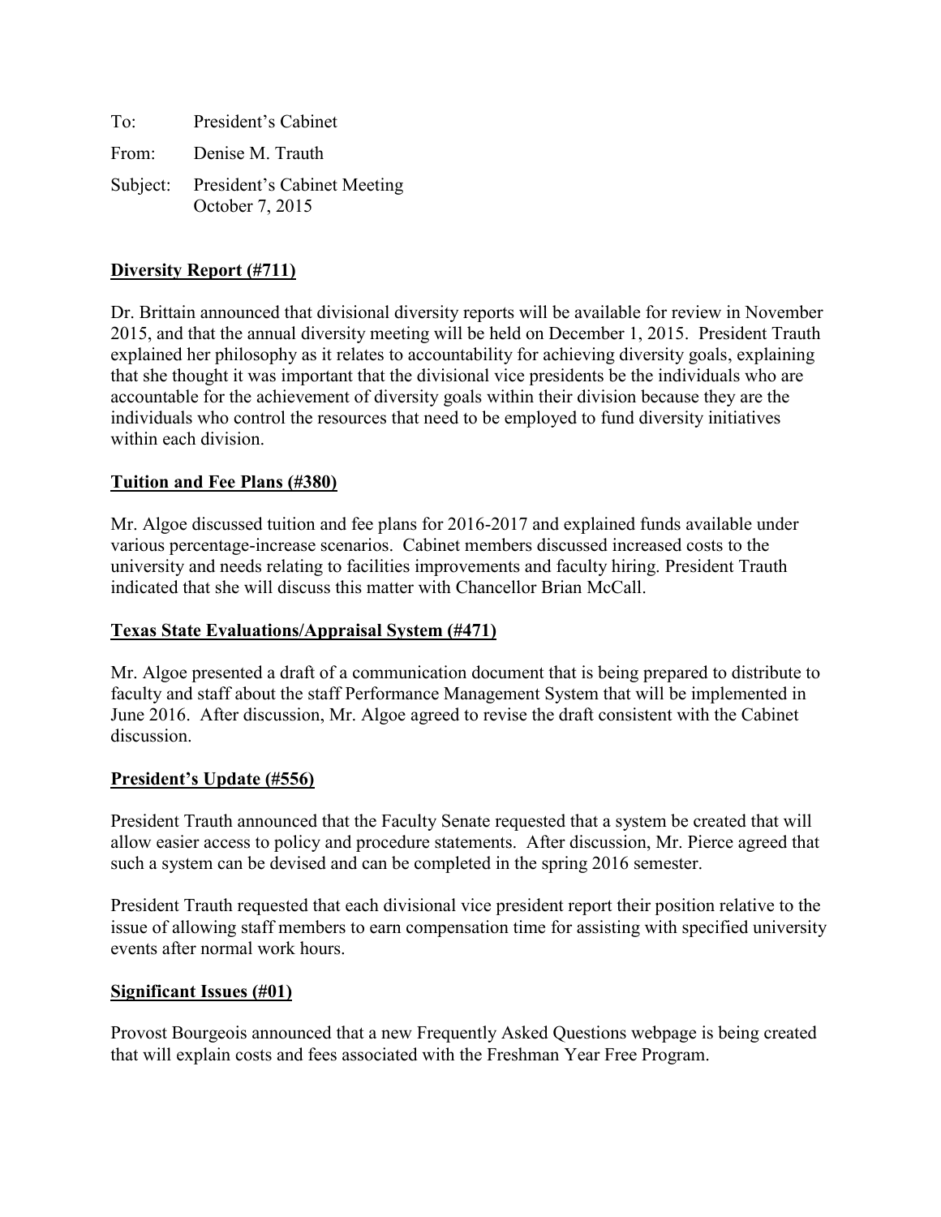To: President's Cabinet

From: Denise M. Trauth

Subject: President's Cabinet Meeting
October 7, 2015

## Diversity Report (#711)

Dr. Brittain announced that divisional diversity reports will be available for review in November 2015, and that the annual diversity meeting will be held on December 1, 2015. President Trauth explained her philosophy as it relates to accountability for achieving diversity goals, explaining that she thought it was important that the divisional vice presidents be the individuals who are accountable for the achievement of diversity goals within their division because they are the individuals who control the resources that need to be employed to fund diversity initiatives within each division.

## Tuition and Fee Plans (#380)

Mr. Algoe discussed tuition and fee plans for 2016-2017 and explained funds available under various percentage-increase scenarios. Cabinet members discussed increased costs to the university and needs relating to facilities improvements and faculty hiring. President Trauth indicated that she will discuss this matter with Chancellor Brian McCall.

## Texas State Evaluations/Appraisal System (#471)

Mr. Algoe presented a draft of a communication document that is being prepared to distribute to faculty and staff about the staff Performance Management System that will be implemented in June 2016. After discussion, Mr. Algoe agreed to revise the draft consistent with the Cabinet discussion.

## President's Update (#556)

President Trauth announced that the Faculty Senate requested that a system be created that will allow easier access to policy and procedure statements. After discussion, Mr. Pierce agreed that such a system can be devised and can be completed in the spring 2016 semester.

President Trauth requested that each divisional vice president report their position relative to the issue of allowing staff members to earn compensation time for assisting with specified university events after normal work hours.

## Significant Issues (#01)

Provost Bourgeois announced that a new Frequently Asked Questions webpage is being created that will explain costs and fees associated with the Freshman Year Free Program.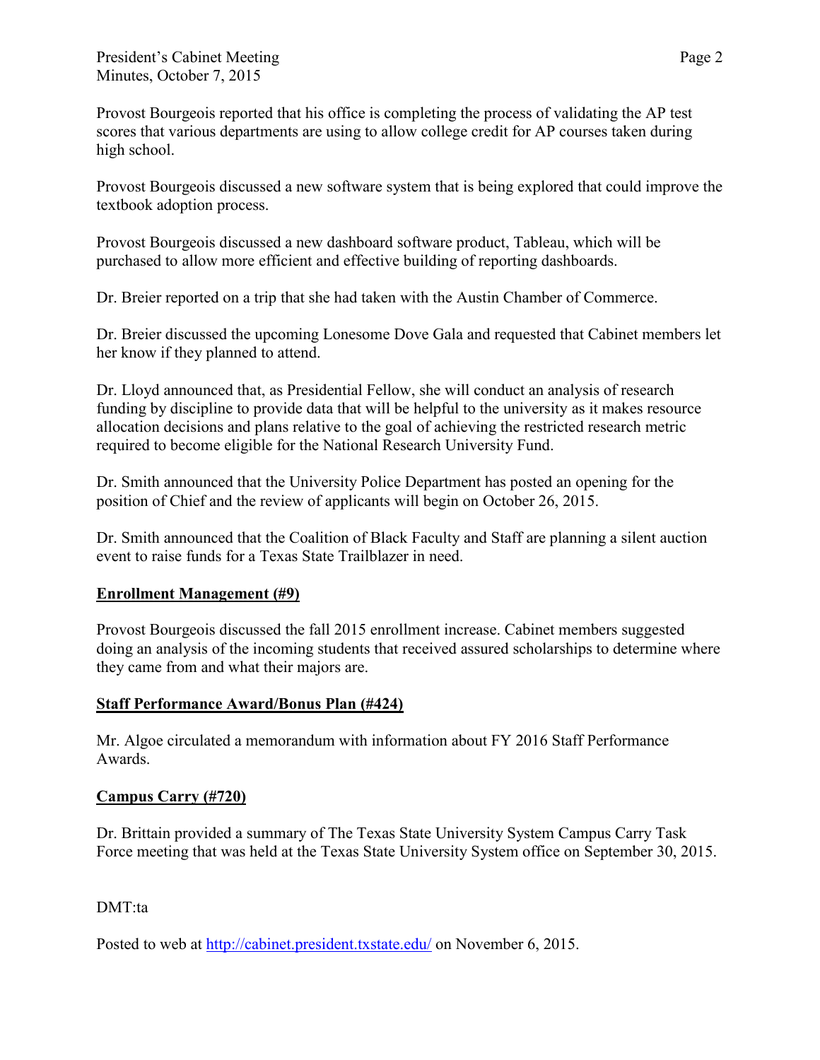Provost Bourgeois reported that his office is completing the process of validating the AP test scores that various departments are using to allow college credit for AP courses taken during high school.

Provost Bourgeois discussed a new software system that is being explored that could improve the textbook adoption process.

Provost Bourgeois discussed a new dashboard software product, Tableau, which will be purchased to allow more efficient and effective building of reporting dashboards.

Dr. Breier reported on a trip that she had taken with the Austin Chamber of Commerce.

Dr. Breier discussed the upcoming Lonesome Dove Gala and requested that Cabinet members let her know if they planned to attend.

Dr. Lloyd announced that, as Presidential Fellow, she will conduct an analysis of research funding by discipline to provide data that will be helpful to the university as it makes resource allocation decisions and plans relative to the goal of achieving the restricted research metric required to become eligible for the National Research University Fund.

Dr. Smith announced that the University Police Department has posted an opening for the position of Chief and the review of applicants will begin on October 26, 2015.

Dr. Smith announced that the Coalition of Black Faculty and Staff are planning a silent auction event to raise funds for a Texas State Trailblazer in need.

**Enrollment Management (#9)**

Provost Bourgeois discussed the fall 2015 enrollment increase. Cabinet members suggested doing an analysis of the incoming students that received assured scholarships to determine where they came from and what their majors are.

**Staff Performance Award/Bonus Plan (#424)**

Mr. Algoe circulated a memorandum with information about FY 2016 Staff Performance Awards.

**Campus Carry (#720)**

Dr. Brittain provided a summary of The Texas State University System Campus Carry Task Force meeting that was held at the Texas State University System office on September 30, 2015.

DMT:ta

Posted to web at http://cabinet.president.txstate.edu/ on November 6, 2015.